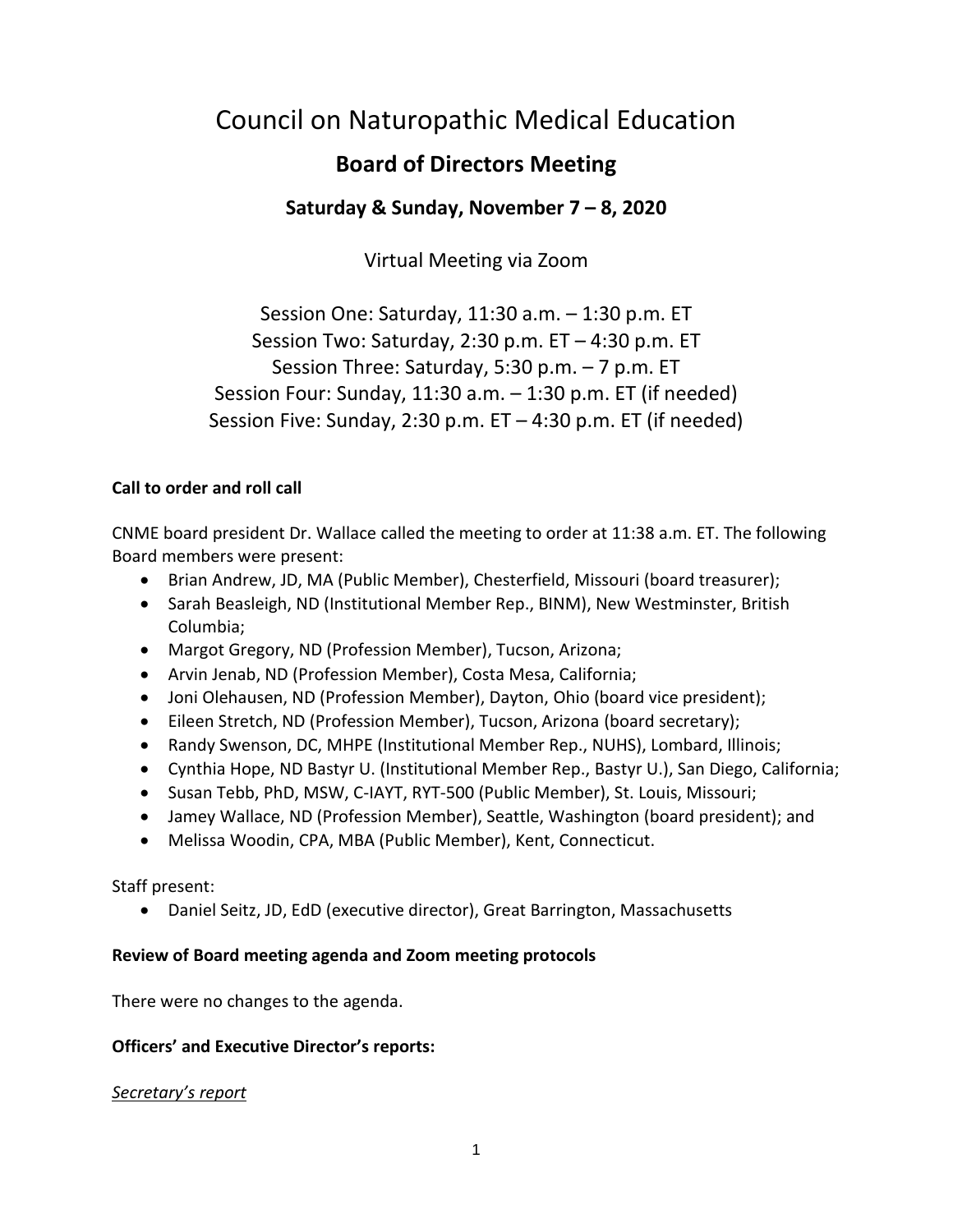# Council on Naturopathic Medical Education

## Board of Directors Meeting

### Saturday & Sunday, November 7 – 8, 2020

Virtual Meeting via Zoom

Session One: Saturday, 11:30 a.m. – 1:30 p.m. ET
Session Two: Saturday, 2:30 p.m. ET – 4:30 p.m. ET
Session Three: Saturday, 5:30 p.m. – 7 p.m. ET
Session Four: Sunday, 11:30 a.m. – 1:30 p.m. ET (if needed)
Session Five: Sunday, 2:30 p.m. ET – 4:30 p.m. ET (if needed)

**Call to order and roll call**

CNME board president Dr. Wallace called the meeting to order at 11:38 a.m. ET. The following Board members were present:

- Brian Andrew, JD, MA (Public Member), Chesterfield, Missouri (board treasurer);
- Sarah Beasleigh, ND (Institutional Member Rep., BINM), New Westminster, British Columbia;
- Margot Gregory, ND (Profession Member), Tucson, Arizona;
- Arvin Jenab, ND (Profession Member), Costa Mesa, California;
- Joni Olehausen, ND (Profession Member), Dayton, Ohio (board vice president);
- Eileen Stretch, ND (Profession Member), Tucson, Arizona (board secretary);
- Randy Swenson, DC, MHPE (Institutional Member Rep., NUHS), Lombard, Illinois;
- Cynthia Hope, ND Bastyr U. (Institutional Member Rep., Bastyr U.), San Diego, California;
- Susan Tebb, PhD, MSW, C-IAYT, RYT-500 (Public Member), St. Louis, Missouri;
- Jamey Wallace, ND (Profession Member), Seattle, Washington (board president); and
- Melissa Woodin, CPA, MBA (Public Member), Kent, Connecticut.

Staff present:

- Daniel Seitz, JD, EdD (executive director), Great Barrington, Massachusetts

**Review of Board meeting agenda and Zoom meeting protocols**

There were no changes to the agenda.

**Officers' and Executive Director's reports:**

*Secretary's report*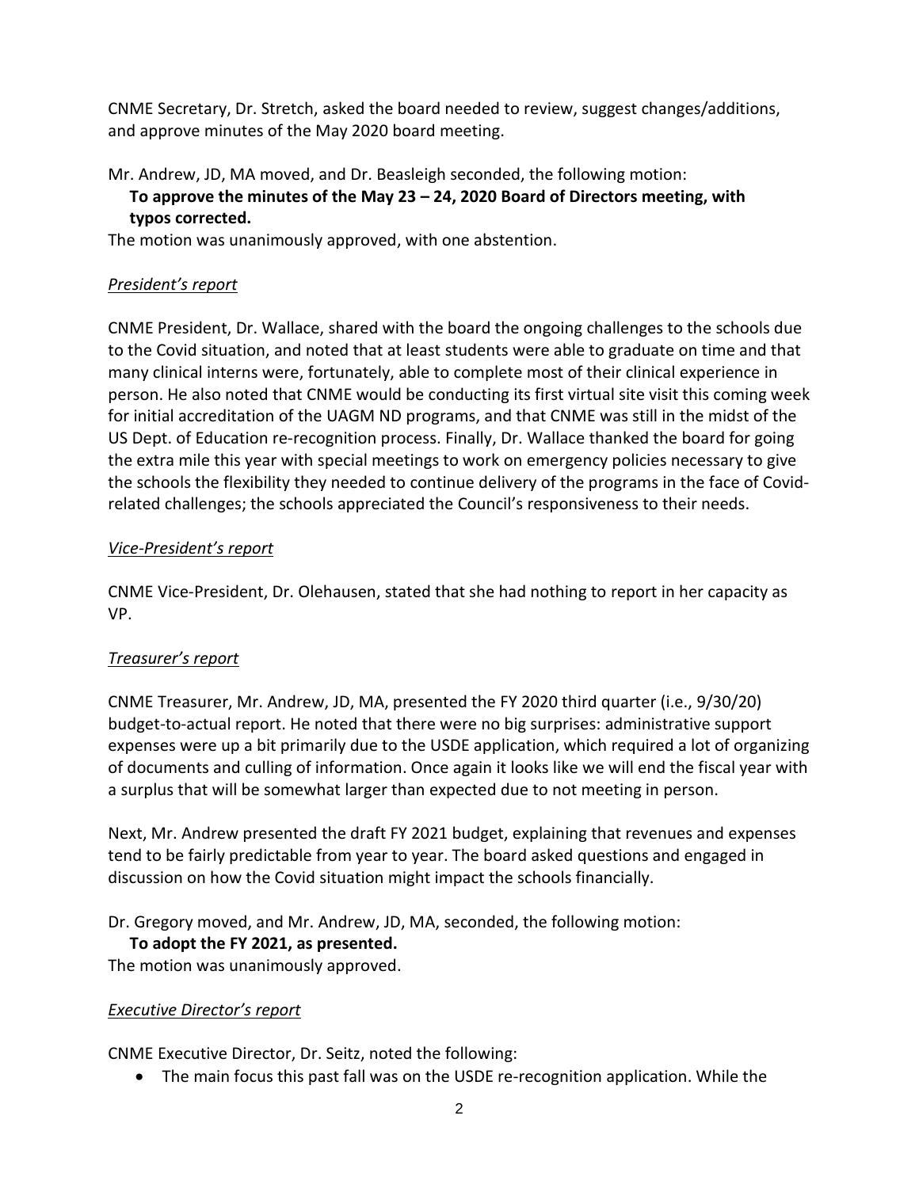CNME Secretary, Dr. Stretch, asked the board needed to review, suggest changes/additions, and approve minutes of the May 2020 board meeting.

Mr. Andrew, JD, MA moved, and Dr. Beasleigh seconded, the following motion:

**To approve the minutes of the May 23 – 24, 2020 Board of Directors meeting, with typos corrected.**

The motion was unanimously approved, with one abstention.

*President's report*

CNME President, Dr. Wallace, shared with the board the ongoing challenges to the schools due to the Covid situation, and noted that at least students were able to graduate on time and that many clinical interns were, fortunately, able to complete most of their clinical experience in person. He also noted that CNME would be conducting its first virtual site visit this coming week for initial accreditation of the UAGM ND programs, and that CNME was still in the midst of the US Dept. of Education re-recognition process. Finally, Dr. Wallace thanked the board for going the extra mile this year with special meetings to work on emergency policies necessary to give the schools the flexibility they needed to continue delivery of the programs in the face of Covid-related challenges; the schools appreciated the Council's responsiveness to their needs.

*Vice-President's report*

CNME Vice-President, Dr. Olehausen, stated that she had nothing to report in her capacity as VP.

*Treasurer's report*

CNME Treasurer, Mr. Andrew, JD, MA, presented the FY 2020 third quarter (i.e., 9/30/20) budget-to-actual report. He noted that there were no big surprises: administrative support expenses were up a bit primarily due to the USDE application, which required a lot of organizing of documents and culling of information. Once again it looks like we will end the fiscal year with a surplus that will be somewhat larger than expected due to not meeting in person.

Next, Mr. Andrew presented the draft FY 2021 budget, explaining that revenues and expenses tend to be fairly predictable from year to year. The board asked questions and engaged in discussion on how the Covid situation might impact the schools financially.

Dr. Gregory moved, and Mr. Andrew, JD, MA, seconded, the following motion:

**To adopt the FY 2021, as presented.**

The motion was unanimously approved.

*Executive Director's report*

CNME Executive Director, Dr. Seitz, noted the following:

- The main focus this past fall was on the USDE re-recognition application. While the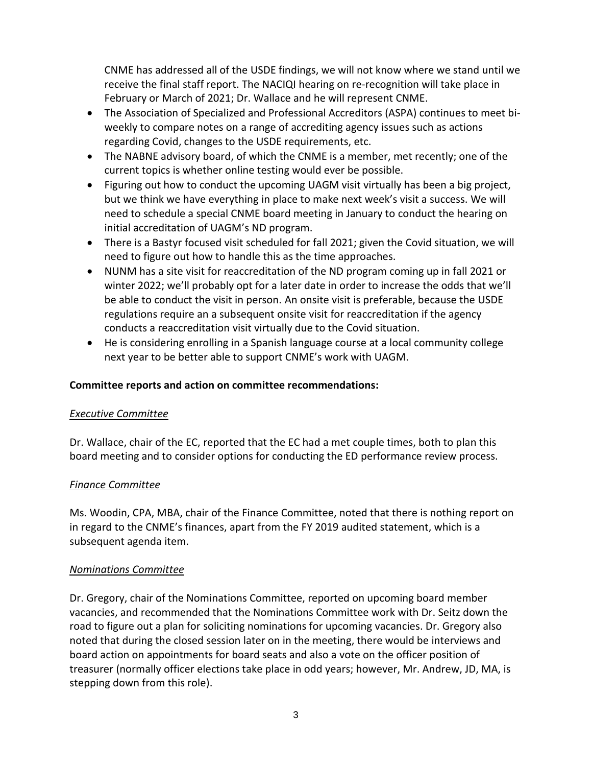CNME has addressed all of the USDE findings, we will not know where we stand until we receive the final staff report. The NACIQI hearing on re-recognition will take place in February or March of 2021; Dr. Wallace and he will represent CNME.

- The Association of Specialized and Professional Accreditors (ASPA) continues to meet bi-weekly to compare notes on a range of accrediting agency issues such as actions regarding Covid, changes to the USDE requirements, etc.
- The NABNE advisory board, of which the CNME is a member, met recently; one of the current topics is whether online testing would ever be possible.
- Figuring out how to conduct the upcoming UAGM visit virtually has been a big project, but we think we have everything in place to make next week's visit a success. We will need to schedule a special CNME board meeting in January to conduct the hearing on initial accreditation of UAGM's ND program.
- There is a Bastyr focused visit scheduled for fall 2021; given the Covid situation, we will need to figure out how to handle this as the time approaches.
- NUNM has a site visit for reaccreditation of the ND program coming up in fall 2021 or winter 2022; we'll probably opt for a later date in order to increase the odds that we'll be able to conduct the visit in person. An onsite visit is preferable, because the USDE regulations require an a subsequent onsite visit for reaccreditation if the agency conducts a reaccreditation visit virtually due to the Covid situation.
- He is considering enrolling in a Spanish language course at a local community college next year to be better able to support CNME's work with UAGM.

**Committee reports and action on committee recommendations:**

*Executive Committee*

Dr. Wallace, chair of the EC, reported that the EC had a met couple times, both to plan this board meeting and to consider options for conducting the ED performance review process.

*Finance Committee*

Ms. Woodin, CPA, MBA, chair of the Finance Committee, noted that there is nothing report on in regard to the CNME's finances, apart from the FY 2019 audited statement, which is a subsequent agenda item.

*Nominations Committee*

Dr. Gregory, chair of the Nominations Committee, reported on upcoming board member vacancies, and recommended that the Nominations Committee work with Dr. Seitz down the road to figure out a plan for soliciting nominations for upcoming vacancies. Dr. Gregory also noted that during the closed session later on in the meeting, there would be interviews and board action on appointments for board seats and also a vote on the officer position of treasurer (normally officer elections take place in odd years; however, Mr. Andrew, JD, MA, is stepping down from this role).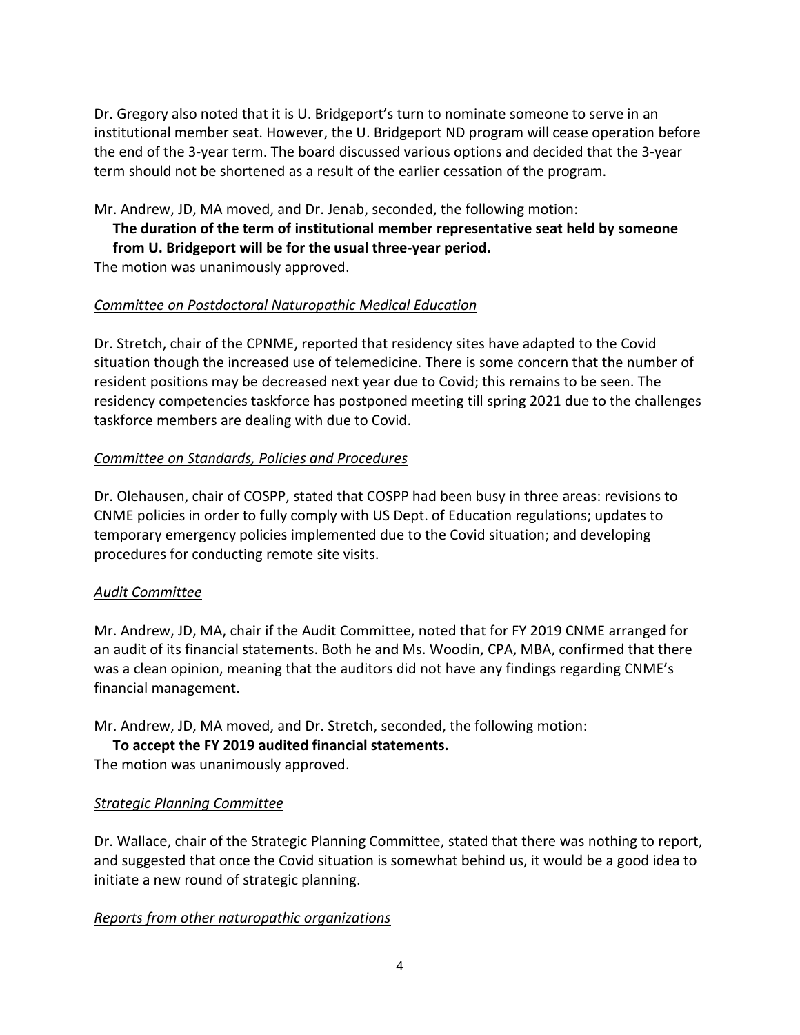Dr. Gregory also noted that it is U. Bridgeport's turn to nominate someone to serve in an institutional member seat. However, the U. Bridgeport ND program will cease operation before the end of the 3-year term. The board discussed various options and decided that the 3-year term should not be shortened as a result of the earlier cessation of the program.

Mr. Andrew, JD, MA moved, and Dr. Jenab, seconded, the following motion:

**The duration of the term of institutional member representative seat held by someone from U. Bridgeport will be for the usual three-year period.**

The motion was unanimously approved.

*Committee on Postdoctoral Naturopathic Medical Education*

Dr. Stretch, chair of the CPNME, reported that residency sites have adapted to the Covid situation though the increased use of telemedicine. There is some concern that the number of resident positions may be decreased next year due to Covid; this remains to be seen. The residency competencies taskforce has postponed meeting till spring 2021 due to the challenges taskforce members are dealing with due to Covid.

*Committee on Standards, Policies and Procedures*

Dr. Olehausen, chair of COSPP, stated that COSPP had been busy in three areas: revisions to CNME policies in order to fully comply with US Dept. of Education regulations; updates to temporary emergency policies implemented due to the Covid situation; and developing procedures for conducting remote site visits.

*Audit Committee*

Mr. Andrew, JD, MA, chair if the Audit Committee, noted that for FY 2019 CNME arranged for an audit of its financial statements. Both he and Ms. Woodin, CPA, MBA, confirmed that there was a clean opinion, meaning that the auditors did not have any findings regarding CNME's financial management.

Mr. Andrew, JD, MA moved, and Dr. Stretch, seconded, the following motion:

**To accept the FY 2019 audited financial statements.**

The motion was unanimously approved.

*Strategic Planning Committee*

Dr. Wallace, chair of the Strategic Planning Committee, stated that there was nothing to report, and suggested that once the Covid situation is somewhat behind us, it would be a good idea to initiate a new round of strategic planning.

*Reports from other naturopathic organizations*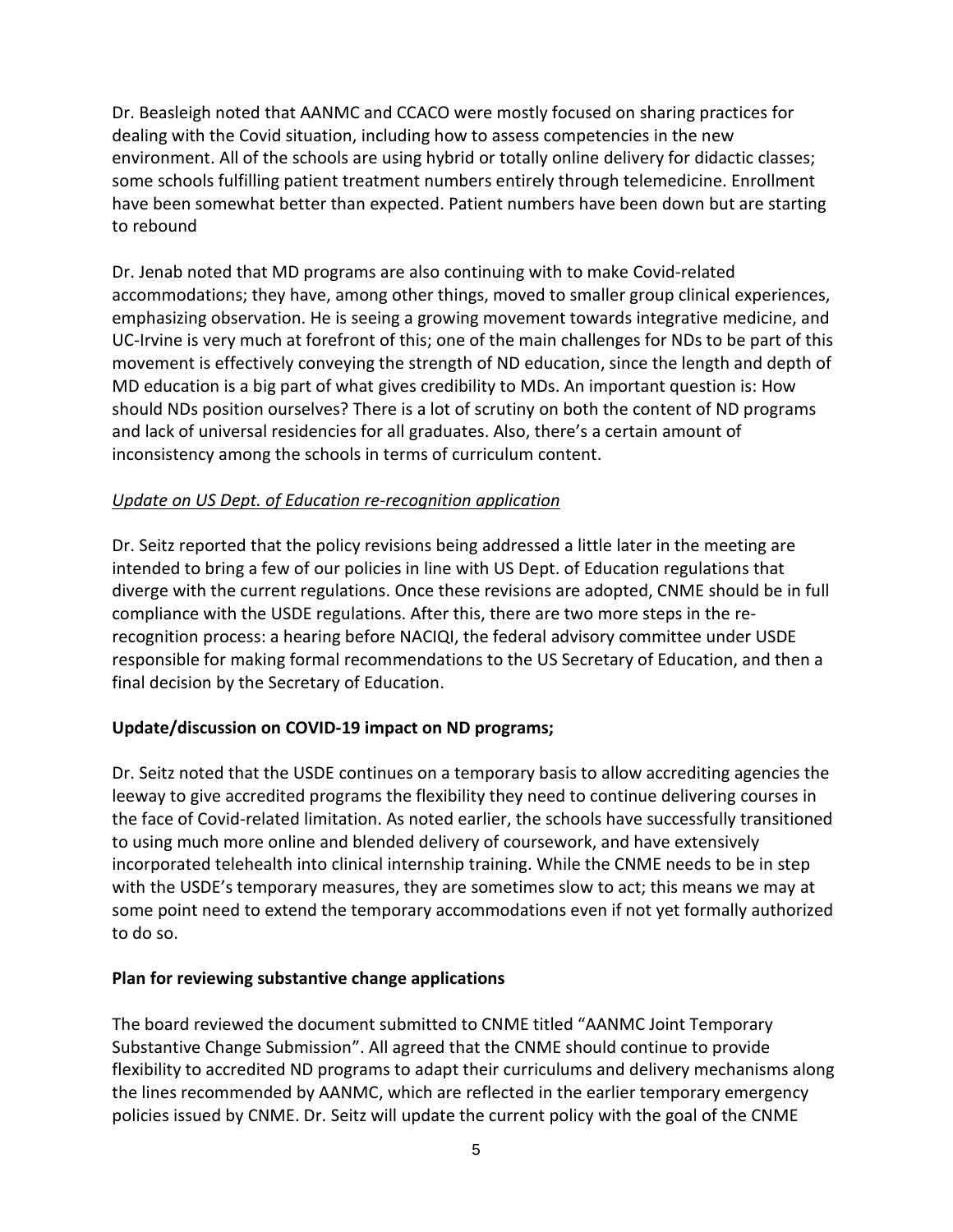Dr. Beasleigh noted that AANMC and CCACO were mostly focused on sharing practices for dealing with the Covid situation, including how to assess competencies in the new environment. All of the schools are using hybrid or totally online delivery for didactic classes; some schools fulfilling patient treatment numbers entirely through telemedicine. Enrollment have been somewhat better than expected. Patient numbers have been down but are starting to rebound

Dr. Jenab noted that MD programs are also continuing with to make Covid-related accommodations; they have, among other things, moved to smaller group clinical experiences, emphasizing observation. He is seeing a growing movement towards integrative medicine, and UC-Irvine is very much at forefront of this; one of the main challenges for NDs to be part of this movement is effectively conveying the strength of ND education, since the length and depth of MD education is a big part of what gives credibility to MDs. An important question is: How should NDs position ourselves? There is a lot of scrutiny on both the content of ND programs and lack of universal residencies for all graduates. Also, there's a certain amount of inconsistency among the schools in terms of curriculum content.

*Update on US Dept. of Education re-recognition application*

Dr. Seitz reported that the policy revisions being addressed a little later in the meeting are intended to bring a few of our policies in line with US Dept. of Education regulations that diverge with the current regulations. Once these revisions are adopted, CNME should be in full compliance with the USDE regulations. After this, there are two more steps in the re-recognition process: a hearing before NACIQI, the federal advisory committee under USDE responsible for making formal recommendations to the US Secretary of Education, and then a final decision by the Secretary of Education.

**Update/discussion on COVID-19 impact on ND programs;**

Dr. Seitz noted that the USDE continues on a temporary basis to allow accrediting agencies the leeway to give accredited programs the flexibility they need to continue delivering courses in the face of Covid-related limitation. As noted earlier, the schools have successfully transitioned to using much more online and blended delivery of coursework, and have extensively incorporated telehealth into clinical internship training. While the CNME needs to be in step with the USDE's temporary measures, they are sometimes slow to act; this means we may at some point need to extend the temporary accommodations even if not yet formally authorized to do so.

**Plan for reviewing substantive change applications**

The board reviewed the document submitted to CNME titled "AANMC Joint Temporary Substantive Change Submission". All agreed that the CNME should continue to provide flexibility to accredited ND programs to adapt their curriculums and delivery mechanisms along the lines recommended by AANMC, which are reflected in the earlier temporary emergency policies issued by CNME. Dr. Seitz will update the current policy with the goal of the CNME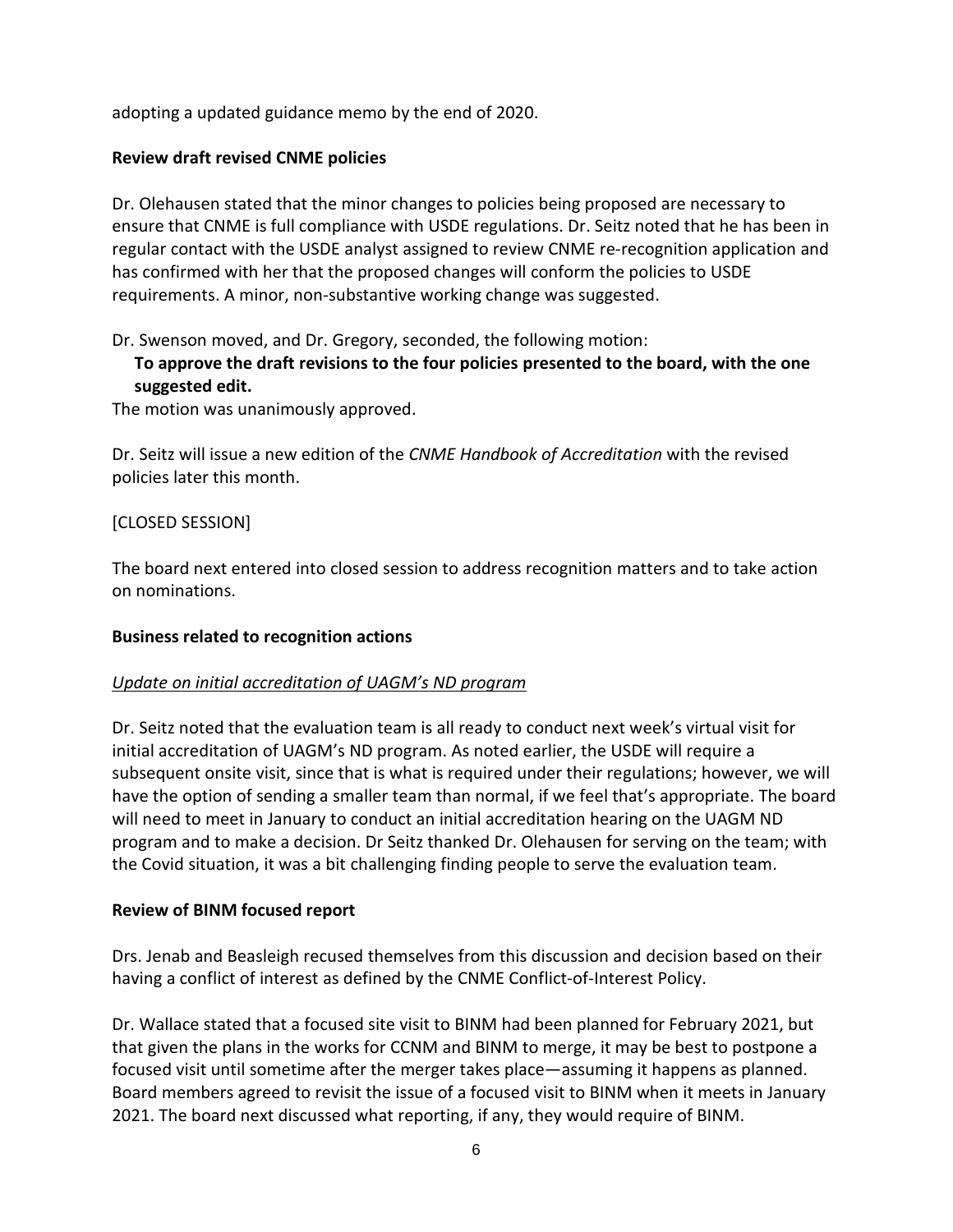adopting a updated guidance memo by the end of 2020.

**Review draft revised CNME policies**

Dr. Olehausen stated that the minor changes to policies being proposed are necessary to ensure that CNME is full compliance with USDE regulations. Dr. Seitz noted that he has been in regular contact with the USDE analyst assigned to review CNME re-recognition application and has confirmed with her that the proposed changes will conform the policies to USDE requirements. A minor, non-substantive working change was suggested.

Dr. Swenson moved, and Dr. Gregory, seconded, the following motion:

**To approve the draft revisions to the four policies presented to the board, with the one suggested edit.**

The motion was unanimously approved.

Dr. Seitz will issue a new edition of the *CNME Handbook of Accreditation* with the revised policies later this month.

[CLOSED SESSION]

The board next entered into closed session to address recognition matters and to take action on nominations.

**Business related to recognition actions**

*Update on initial accreditation of UAGM's ND program*

Dr. Seitz noted that the evaluation team is all ready to conduct next week's virtual visit for initial accreditation of UAGM's ND program. As noted earlier, the USDE will require a subsequent onsite visit, since that is what is required under their regulations; however, we will have the option of sending a smaller team than normal, if we feel that's appropriate. The board will need to meet in January to conduct an initial accreditation hearing on the UAGM ND program and to make a decision. Dr Seitz thanked Dr. Olehausen for serving on the team; with the Covid situation, it was a bit challenging finding people to serve the evaluation team.

**Review of BINM focused report**

Drs. Jenab and Beasleigh recused themselves from this discussion and decision based on their having a conflict of interest as defined by the CNME Conflict-of-Interest Policy.

Dr. Wallace stated that a focused site visit to BINM had been planned for February 2021, but that given the plans in the works for CCNM and BINM to merge, it may be best to postpone a focused visit until sometime after the merger takes place—assuming it happens as planned. Board members agreed to revisit the issue of a focused visit to BINM when it meets in January 2021. The board next discussed what reporting, if any, they would require of BINM.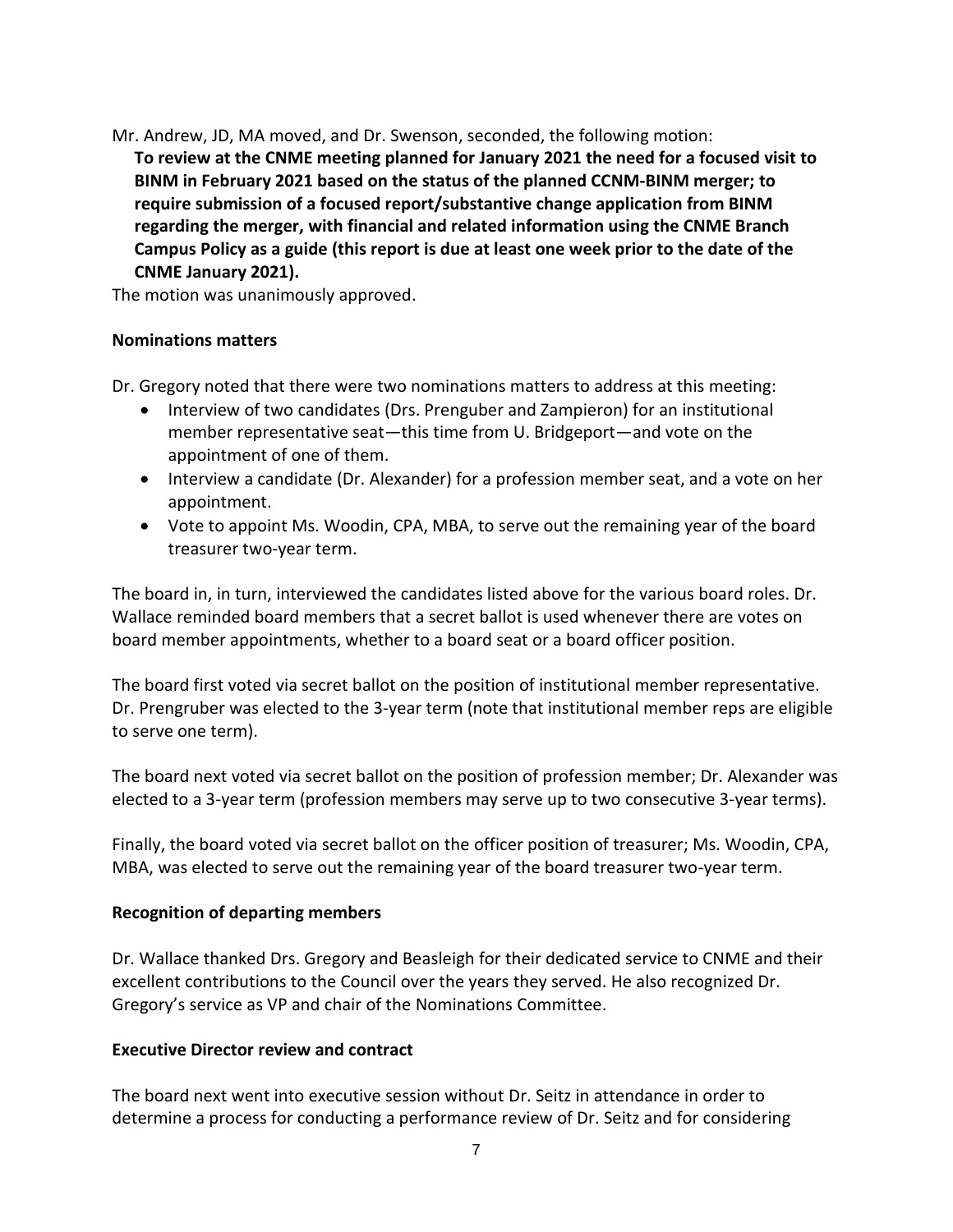Mr. Andrew, JD, MA moved, and Dr. Swenson, seconded, the following motion:

**To review at the CNME meeting planned for January 2021 the need for a focused visit to BINM in February 2021 based on the status of the planned CCNM-BINM merger; to require submission of a focused report/substantive change application from BINM regarding the merger, with financial and related information using the CNME Branch Campus Policy as a guide (this report is due at least one week prior to the date of the CNME January 2021).**

The motion was unanimously approved.

**Nominations matters**

Dr. Gregory noted that there were two nominations matters to address at this meeting:

- Interview of two candidates (Drs. Prenguber and Zampieron) for an institutional member representative seat—this time from U. Bridgeport—and vote on the appointment of one of them.
- Interview a candidate (Dr. Alexander) for a profession member seat, and a vote on her appointment.
- Vote to appoint Ms. Woodin, CPA, MBA, to serve out the remaining year of the board treasurer two-year term.

The board in, in turn, interviewed the candidates listed above for the various board roles. Dr. Wallace reminded board members that a secret ballot is used whenever there are votes on board member appointments, whether to a board seat or a board officer position.

The board first voted via secret ballot on the position of institutional member representative. Dr. Prengruber was elected to the 3-year term (note that institutional member reps are eligible to serve one term).

The board next voted via secret ballot on the position of profession member; Dr. Alexander was elected to a 3-year term (profession members may serve up to two consecutive 3-year terms).

Finally, the board voted via secret ballot on the officer position of treasurer; Ms. Woodin, CPA, MBA, was elected to serve out the remaining year of the board treasurer two-year term.

**Recognition of departing members**

Dr. Wallace thanked Drs. Gregory and Beasleigh for their dedicated service to CNME and their excellent contributions to the Council over the years they served. He also recognized Dr. Gregory's service as VP and chair of the Nominations Committee.

**Executive Director review and contract**

The board next went into executive session without Dr. Seitz in attendance in order to determine a process for conducting a performance review of Dr. Seitz and for considering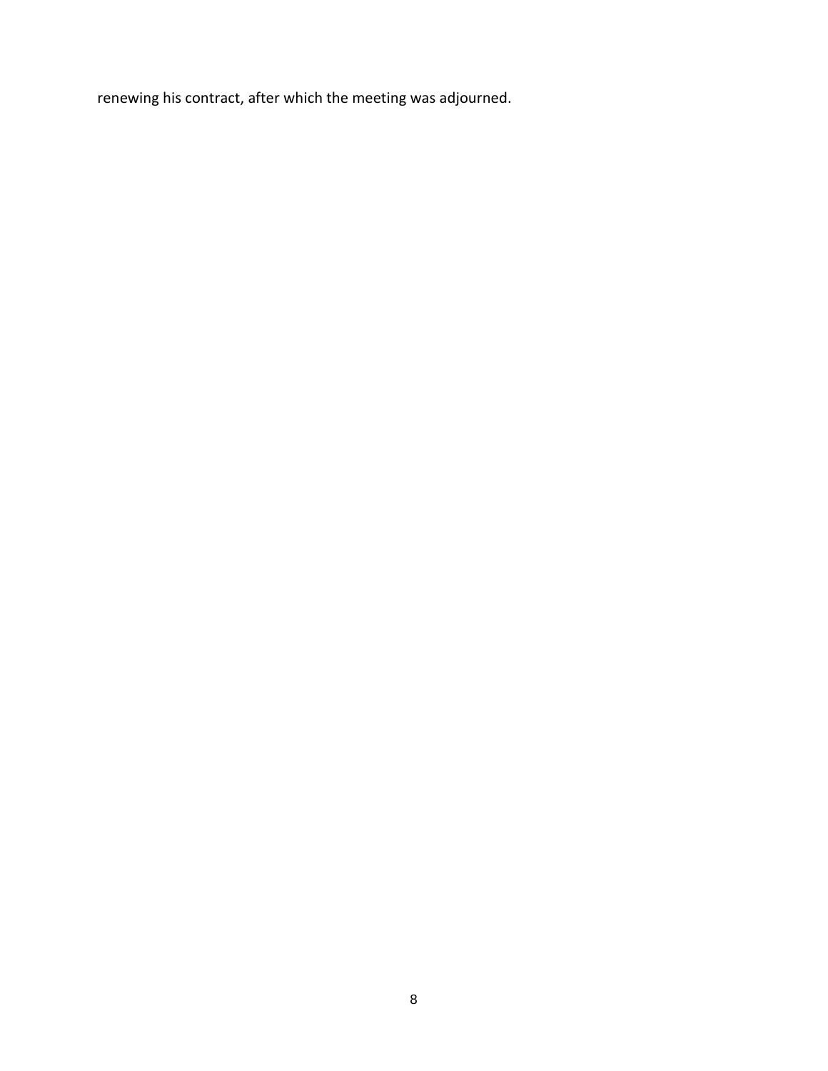renewing his contract, after which the meeting was adjourned.